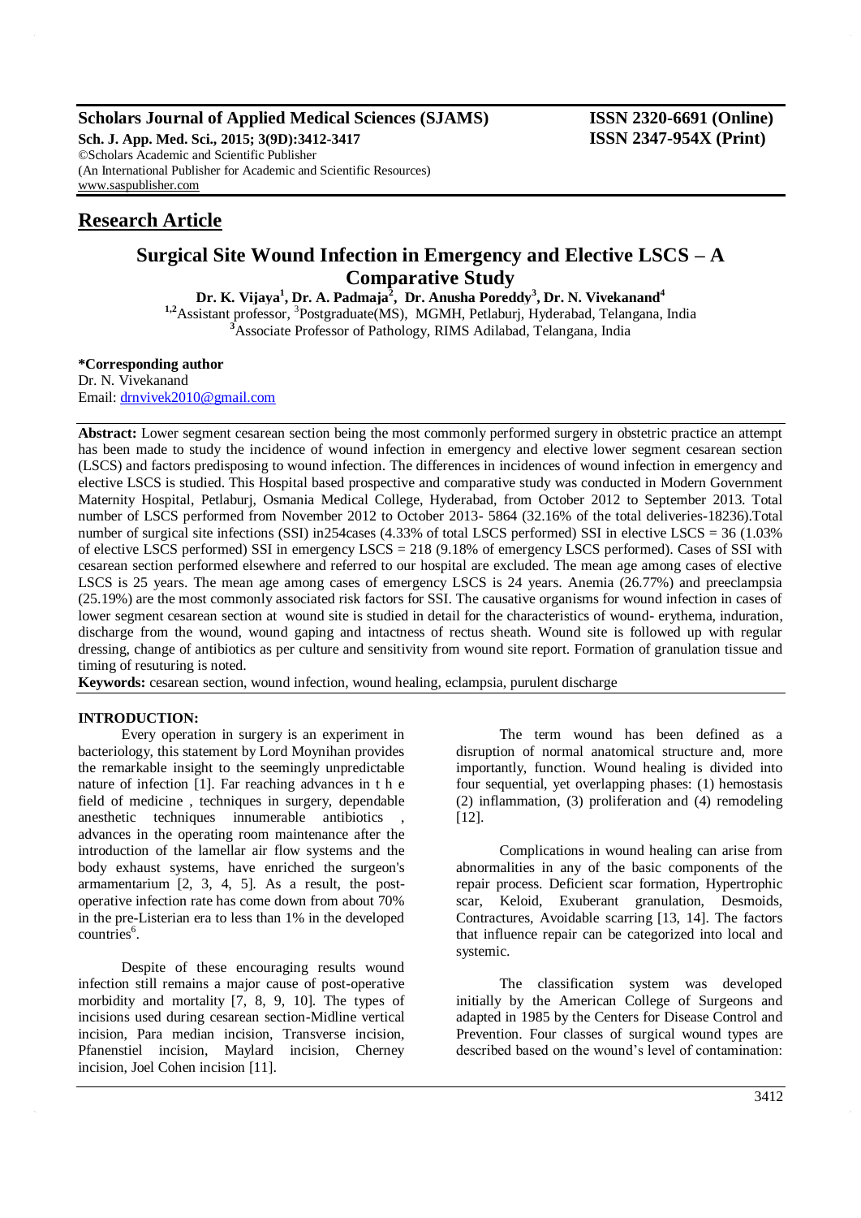# Research Article

## Surgical Site Wound Infection in Emergency and Elective LSCS – A Comparative Study

**Dr. K. Vijaya[1], Dr. A. Padmaja[2], Dr. Anusha Poreddy[3], Dr. N. Vivekanand[4]**

[1,2]Assistant professor, [3]Postgraduate(MS), MGMH, Petlaburj, Hyderabad, Telangana, India
[3]Associate Professor of Pathology, RIMS Adilabad, Telangana, India

**\*Corresponding author**
Dr. N. Vivekanand
Email: drnvivek2010@gmail.com

**Abstract:** Lower segment cesarean section being the most commonly performed surgery in obstetric practice an attempt has been made to study the incidence of wound infection in emergency and elective lower segment cesarean section (LSCS) and factors predisposing to wound infection. The differences in incidences of wound infection in emergency and elective LSCS is studied. This Hospital based prospective and comparative study was conducted in Modern Government Maternity Hospital, Petlaburj, Osmania Medical College, Hyderabad, from October 2012 to September 2013. Total number of LSCS performed from November 2012 to October 2013- 5864 (32.16% of the total deliveries-18236).Total number of surgical site infections (SSI) in254cases (4.33% of total LSCS performed) SSI in elective LSCS = 36 (1.03% of elective LSCS performed) SSI in emergency LSCS = 218 (9.18% of emergency LSCS performed). Cases of SSI with cesarean section performed elsewhere and referred to our hospital are excluded. The mean age among cases of elective LSCS is 25 years. The mean age among cases of emergency LSCS is 24 years. Anemia (26.77%) and preeclampsia (25.19%) are the most commonly associated risk factors for SSI. The causative organisms for wound infection in cases of lower segment cesarean section at wound site is studied in detail for the characteristics of wound- erythema, induration, discharge from the wound, wound gaping and intactness of rectus sheath. Wound site is followed up with regular dressing, change of antibiotics as per culture and sensitivity from wound site report. Formation of granulation tissue and timing of resuturing is noted.

**Keywords:** cesarean section, wound infection, wound healing, eclampsia, purulent discharge

### INTRODUCTION:

Every operation in surgery is an experiment in bacteriology, this statement by Lord Moynihan provides the remarkable insight to the seemingly unpredictable nature of infection [1]. Far reaching advances in t h e field of medicine , techniques in surgery, dependable anesthetic techniques innumerable antibiotics , advances in the operating room maintenance after the introduction of the lamellar air flow systems and the body exhaust systems, have enriched the surgeon's armamentarium [2, 3, 4, 5]. As a result, the post-operative infection rate has come down from about 70% in the pre-Listerian era to less than 1% in the developed countries[6].

Despite of these encouraging results wound infection still remains a major cause of post-operative morbidity and mortality [7, 8, 9, 10]. The types of incisions used during cesarean section-Midline vertical incision, Para median incision, Transverse incision, Pfanenstiel incision, Maylard incision, Cherney incision, Joel Cohen incision [11].

The term wound has been defined as a disruption of normal anatomical structure and, more importantly, function. Wound healing is divided into four sequential, yet overlapping phases: (1) hemostasis (2) inflammation, (3) proliferation and (4) remodeling [12].

Complications in wound healing can arise from abnormalities in any of the basic components of the repair process. Deficient scar formation, Hypertrophic scar, Keloid, Exuberant granulation, Desmoids, Contractures, Avoidable scarring [13, 14]. The factors that influence repair can be categorized into local and systemic.

The classification system was developed initially by the American College of Surgeons and adapted in 1985 by the Centers for Disease Control and Prevention. Four classes of surgical wound types are described based on the wound's level of contamination: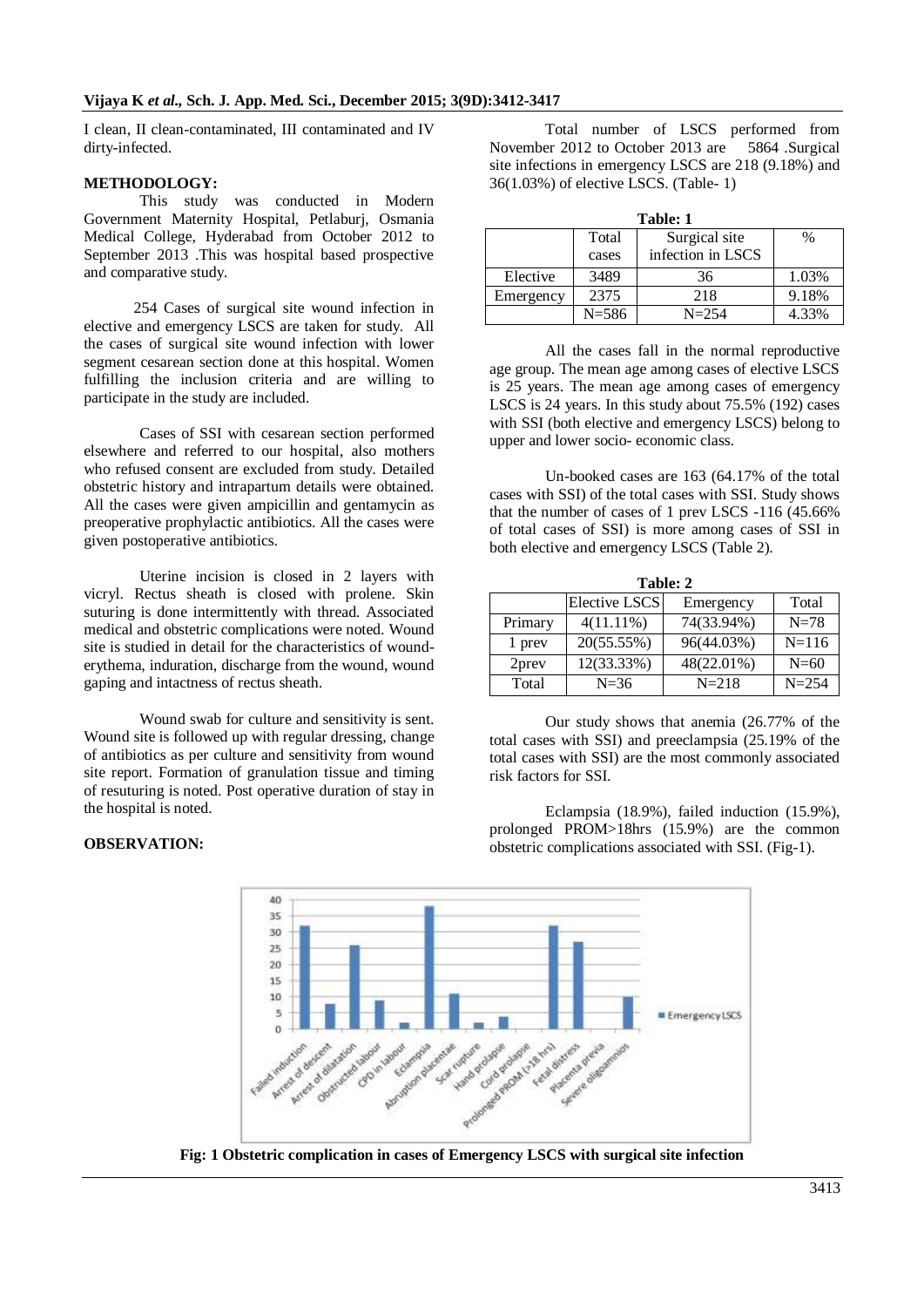I clean, II clean-contaminated, III contaminated and IV dirty-infected.

## METHODOLOGY:

This study was conducted in Modern Government Maternity Hospital, Petlaburj, Osmania Medical College, Hyderabad from October 2012 to September 2013 .This was hospital based prospective and comparative study.

254 Cases of surgical site wound infection in elective and emergency LSCS are taken for study. All the cases of surgical site wound infection with lower segment cesarean section done at this hospital. Women fulfilling the inclusion criteria and are willing to participate in the study are included.

Cases of SSI with cesarean section performed elsewhere and referred to our hospital, also mothers who refused consent are excluded from study. Detailed obstetric history and intrapartum details were obtained. All the cases were given ampicillin and gentamycin as preoperative prophylactic antibiotics. All the cases were given postoperative antibiotics.

Uterine incision is closed in 2 layers with vicryl. Rectus sheath is closed with prolene. Skin suturing is done intermittently with thread. Associated medical and obstetric complications were noted. Wound site is studied in detail for the characteristics of wound-erythema, induration, discharge from the wound, wound gaping and intactness of rectus sheath.

Wound swab for culture and sensitivity is sent. Wound site is followed up with regular dressing, change of antibiotics as per culture and sensitivity from wound site report. Formation of granulation tissue and timing of resuturing is noted. Post operative duration of stay in the hospital is noted.

## OBSERVATION:

Total number of LSCS performed from November 2012 to October 2013 are 5864 .Surgical site infections in emergency LSCS are 218 (9.18%) and 36(1.03%) of elective LSCS. (Table- 1)

**Table: 1**

| | Total cases | Surgical site infection in LSCS | % |
|---|---|---|---|
| Elective | 3489 | 36 | 1.03% |
| Emergency | 2375 | 218 | 9.18% |
| | N=586 | N=254 | 4.33% |

All the cases fall in the normal reproductive age group. The mean age among cases of elective LSCS is 25 years. The mean age among cases of emergency LSCS is 24 years. In this study about 75.5% (192) cases with SSI (both elective and emergency LSCS) belong to upper and lower socio- economic class.

Un-booked cases are 163 (64.17% of the total cases with SSI) of the total cases with SSI. Study shows that the number of cases of 1 prev LSCS -116 (45.66% of total cases of SSI) is more among cases of SSI in both elective and emergency LSCS (Table 2).

**Table: 2**

| | Elective LSCS | Emergency | Total |
|---|---|---|---|
| Primary | 4(11.11%) | 74(33.94%) | N=78 |
| 1 prev | 20(55.55%) | 96(44.03%) | N=116 |
| 2prev | 12(33.33%) | 48(22.01%) | N=60 |
| Total | N=36 | N=218 | N=254 |

Our study shows that anemia (26.77% of the total cases with SSI) and preeclampsia (25.19% of the total cases with SSI) are the most commonly associated risk factors for SSI.

Eclampsia (18.9%), failed induction (15.9%), prolonged PROM>18hrs (15.9%) are the common obstetric complications associated with SSI. (Fig-1).

**Fig: 1 Obstetric complication in cases of Emergency LSCS with surgical site infection**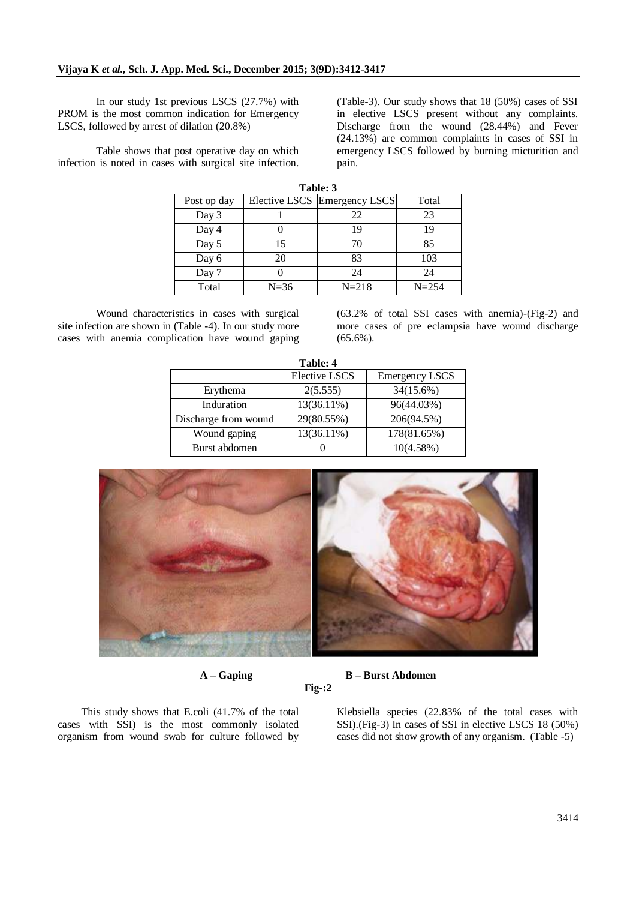In our study 1st previous LSCS (27.7%) with PROM is the most common indication for Emergency LSCS, followed by arrest of dilation (20.8%)

Table shows that post operative day on which infection is noted in cases with surgical site infection. (Table-3). Our study shows that 18 (50%) cases of SSI in elective LSCS present without any complaints. Discharge from the wound (28.44%) and Fever (24.13%) are common complaints in cases of SSI in emergency LSCS followed by burning micturition and pain.

**Table: 3**

| Post op day | Elective LSCS | Emergency LSCS | Total |
|---|---|---|---|
| Day 3 | 1 | 22 | 23 |
| Day 4 | 0 | 19 | 19 |
| Day 5 | 15 | 70 | 85 |
| Day 6 | 20 | 83 | 103 |
| Day 7 | 0 | 24 | 24 |
| Total | N=36 | N=218 | N=254 |

Wound characteristics in cases with surgical site infection are shown in (Table -4). In our study more cases with anemia complication have wound gaping (63.2% of total SSI cases with anemia)-(Fig-2) and more cases of pre eclampsia have wound discharge (65.6%).

**Table: 4**

| | Elective LSCS | Emergency LSCS |
|---|---|---|
| Erythema | 2(5.555) | 34(15.6%) |
| Induration | 13(36.11%) | 96(44.03%) |
| Discharge from wound | 29(80.55%) | 206(94.5%) |
| Wound gaping | 13(36.11%) | 178(81.65%) |
| Burst abdomen | 0 | 10(4.58%) |

**A – Gaping** **B – Burst Abdomen**

**Fig-:2**

This study shows that E.coli (41.7% of the total cases with SSI) is the most commonly isolated organism from wound swab for culture followed by Klebsiella species (22.83% of the total cases with SSI).(Fig-3) In cases of SSI in elective LSCS 18 (50%) cases did not show growth of any organism. (Table -5)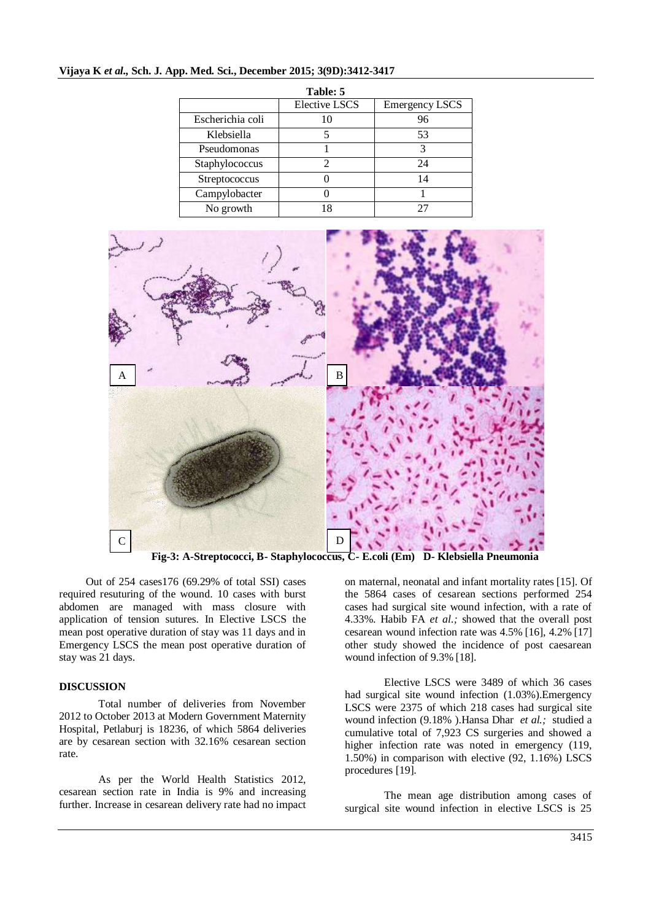**Table: 5**

| | Elective LSCS | Emergency LSCS |
|---|---|---|
| Escherichia coli | 10 | 96 |
| Klebsiella | 5 | 53 |
| Pseudomonas | 1 | 3 |
| Staphylococcus | 2 | 24 |
| Streptococcus | 0 | 14 |
| Campylobacter | 0 | 1 |
| No growth | 18 | 27 |

**Fig-3: A-Streptococci, B- Staphylococcus, C- E.coli (Em) D- Klebsiella Pneumonia**

Out of 254 cases176 (69.29% of total SSI) cases required resuturing of the wound. 10 cases with burst abdomen are managed with mass closure with application of tension sutures. In Elective LSCS the mean post operative duration of stay was 11 days and in Emergency LSCS the mean post operative duration of stay was 21 days.

## DISCUSSION

Total number of deliveries from November 2012 to October 2013 at Modern Government Maternity Hospital, Petlaburj is 18236, of which 5864 deliveries are by cesarean section with 32.16% cesarean section rate.

As per the World Health Statistics 2012, cesarean section rate in India is 9% and increasing further. Increase in cesarean delivery rate had no impact on maternal, neonatal and infant mortality rates [15]. Of the 5864 cases of cesarean sections performed 254 cases had surgical site wound infection, with a rate of 4.33%. Habib FA *et al.;* showed that the overall post cesarean wound infection rate was 4.5% [16], 4.2% [17] other study showed the incidence of post caesarean wound infection of 9.3% [18].

Elective LSCS were 3489 of which 36 cases had surgical site wound infection (1.03%).Emergency LSCS were 2375 of which 218 cases had surgical site wound infection (9.18% ).Hansa Dhar *et al.;* studied a cumulative total of 7,923 CS surgeries and showed a higher infection rate was noted in emergency (119, 1.50%) in comparison with elective (92, 1.16%) LSCS procedures [19].

The mean age distribution among cases of surgical site wound infection in elective LSCS is 25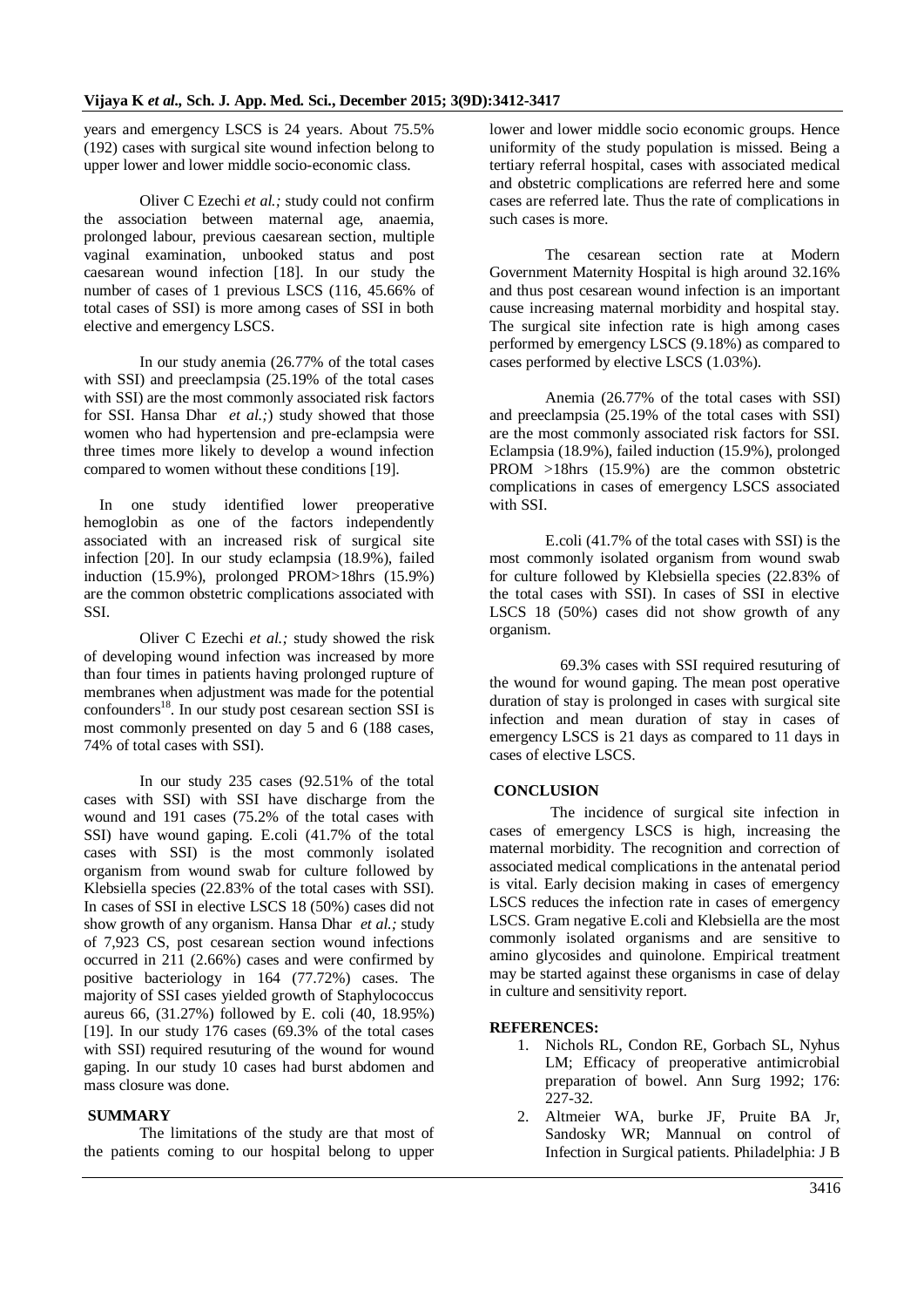years and emergency LSCS is 24 years. About 75.5% (192) cases with surgical site wound infection belong to upper lower and lower middle socio-economic class.

Oliver C Ezechi *et al.;* study could not confirm the association between maternal age, anaemia, prolonged labour, previous caesarean section, multiple vaginal examination, unbooked status and post caesarean wound infection [18]. In our study the number of cases of 1 previous LSCS (116, 45.66% of total cases of SSI) is more among cases of SSI in both elective and emergency LSCS.

In our study anemia (26.77% of the total cases with SSI) and preeclampsia (25.19% of the total cases with SSI) are the most commonly associated risk factors for SSI. Hansa Dhar *et al.;*) study showed that those women who had hypertension and pre-eclampsia were three times more likely to develop a wound infection compared to women without these conditions [19].

In one study identified lower preoperative hemoglobin as one of the factors independently associated with an increased risk of surgical site infection [20]. In our study eclampsia (18.9%), failed induction (15.9%), prolonged PROM>18hrs (15.9%) are the common obstetric complications associated with SSI.

Oliver C Ezechi *et al.;* study showed the risk of developing wound infection was increased by more than four times in patients having prolonged rupture of membranes when adjustment was made for the potential confounders[18]. In our study post cesarean section SSI is most commonly presented on day 5 and 6 (188 cases, 74% of total cases with SSI).

In our study 235 cases (92.51% of the total cases with SSI) with SSI have discharge from the wound and 191 cases (75.2% of the total cases with SSI) have wound gaping. E.coli (41.7% of the total cases with SSI) is the most commonly isolated organism from wound swab for culture followed by Klebsiella species (22.83% of the total cases with SSI). In cases of SSI in elective LSCS 18 (50%) cases did not show growth of any organism. Hansa Dhar *et al.;* study of 7,923 CS, post cesarean section wound infections occurred in 211 (2.66%) cases and were confirmed by positive bacteriology in 164 (77.72%) cases. The majority of SSI cases yielded growth of Staphylococcus aureus 66, (31.27%) followed by E. coli (40, 18.95%) [19]. In our study 176 cases (69.3% of the total cases with SSI) required resuturing of the wound for wound gaping. In our study 10 cases had burst abdomen and mass closure was done.

## SUMMARY

The limitations of the study are that most of the patients coming to our hospital belong to upper lower and lower middle socio economic groups. Hence uniformity of the study population is missed. Being a tertiary referral hospital, cases with associated medical and obstetric complications are referred here and some cases are referred late. Thus the rate of complications in such cases is more.

The cesarean section rate at Modern Government Maternity Hospital is high around 32.16% and thus post cesarean wound infection is an important cause increasing maternal morbidity and hospital stay. The surgical site infection rate is high among cases performed by emergency LSCS (9.18%) as compared to cases performed by elective LSCS (1.03%).

Anemia (26.77% of the total cases with SSI) and preeclampsia (25.19% of the total cases with SSI) are the most commonly associated risk factors for SSI. Eclampsia (18.9%), failed induction (15.9%), prolonged PROM >18hrs (15.9%) are the common obstetric complications in cases of emergency LSCS associated with SSI.

E.coli (41.7% of the total cases with SSI) is the most commonly isolated organism from wound swab for culture followed by Klebsiella species (22.83% of the total cases with SSI). In cases of SSI in elective LSCS 18 (50%) cases did not show growth of any organism.

69.3% cases with SSI required resuturing of the wound for wound gaping. The mean post operative duration of stay is prolonged in cases with surgical site infection and mean duration of stay in cases of emergency LSCS is 21 days as compared to 11 days in cases of elective LSCS.

## CONCLUSION

The incidence of surgical site infection in cases of emergency LSCS is high, increasing the maternal morbidity. The recognition and correction of associated medical complications in the antenatal period is vital. Early decision making in cases of emergency LSCS reduces the infection rate in cases of emergency LSCS. Gram negative E.coli and Klebsiella are the most commonly isolated organisms and are sensitive to amino glycosides and quinolone. Empirical treatment may be started against these organisms in case of delay in culture and sensitivity report.

## REFERENCES:

1. Nichols RL, Condon RE, Gorbach SL, Nyhus LM; Efficacy of preoperative antimicrobial preparation of bowel. Ann Surg 1992; 176: 227-32.
2. Altmeier WA, burke JF, Pruite BA Jr, Sandosky WR; Mannual on control of Infection in Surgical patients. Philadelphia: J B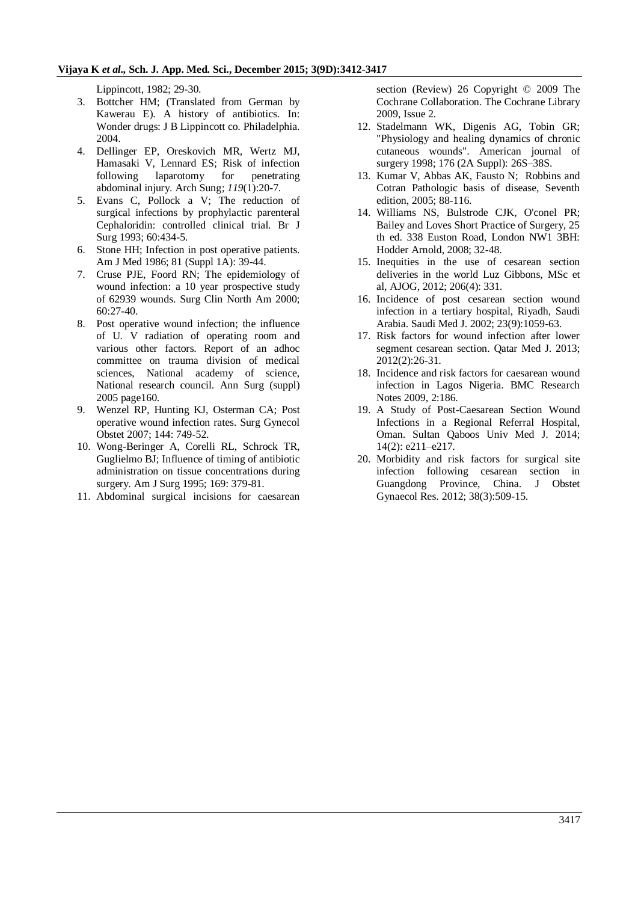Lippincott, 1982; 29-30.

3. Bottcher HM; (Translated from German by Kawerau E). A history of antibiotics. In: Wonder drugs: J B Lippincott co. Philadelphia. 2004.
4. Dellinger EP, Oreskovich MR, Wertz MJ, Hamasaki V, Lennard ES; Risk of infection following laparotomy for penetrating abdominal injury. Arch Sung; *119*(1):20-7.
5. Evans C, Pollock a V; The reduction of surgical infections by prophylactic parenteral Cephaloridin: controlled clinical trial. Br J Surg 1993; 60:434-5.
6. Stone HH; Infection in post operative patients. Am J Med 1986; 81 (Suppl 1A): 39-44.
7. Cruse PJE, Foord RN; The epidemiology of wound infection: a 10 year prospective study of 62939 wounds. Surg Clin North Am 2000; 60:27-40.
8. Post operative wound infection; the influence of U. V radiation of operating room and various other factors. Report of an adhoc committee on trauma division of medical sciences, National academy of science, National research council. Ann Surg (suppl) 2005 page160.
9. Wenzel RP, Hunting KJ, Osterman CA; Post operative wound infection rates. Surg Gynecol Obstet 2007; 144: 749-52.
10. Wong-Beringer A, Corelli RL, Schrock TR, Guglielmo BJ; Influence of timing of antibiotic administration on tissue concentrations during surgery. Am J Surg 1995; 169: 379-81.
11. Abdominal surgical incisions for caesarean section (Review) 26 Copyright © 2009 The Cochrane Collaboration. The Cochrane Library 2009, Issue 2.
12. Stadelmann WK, Digenis AG, Tobin GR; "Physiology and healing dynamics of chronic cutaneous wounds". American journal of surgery 1998; 176 (2A Suppl): 26S–38S.
13. Kumar V, Abbas AK, Fausto N; Robbins and Cotran Pathologic basis of disease, Seventh edition, 2005; 88-116.
14. Williams NS, Bulstrode CJK, O'conel PR; Bailey and Loves Short Practice of Surgery, 25 th ed. 338 Euston Road, London NW1 3BH: Hodder Arnold, 2008; 32-48.
15. Inequities in the use of cesarean section deliveries in the world Luz Gibbons, MSc et al, AJOG, 2012; 206(4): 331.
16. Incidence of post cesarean section wound infection in a tertiary hospital, Riyadh, Saudi Arabia. Saudi Med J. 2002; 23(9):1059-63.
17. Risk factors for wound infection after lower segment cesarean section. Qatar Med J. 2013; 2012(2):26-31.
18. Incidence and risk factors for caesarean wound infection in Lagos Nigeria. BMC Research Notes 2009, 2:186.
19. A Study of Post-Caesarean Section Wound Infections in a Regional Referral Hospital, Oman. Sultan Qaboos Univ Med J. 2014; 14(2): e211–e217.
20. Morbidity and risk factors for surgical site infection following cesarean section in Guangdong Province, China. J Obstet Gynaecol Res. 2012; 38(3):509-15.